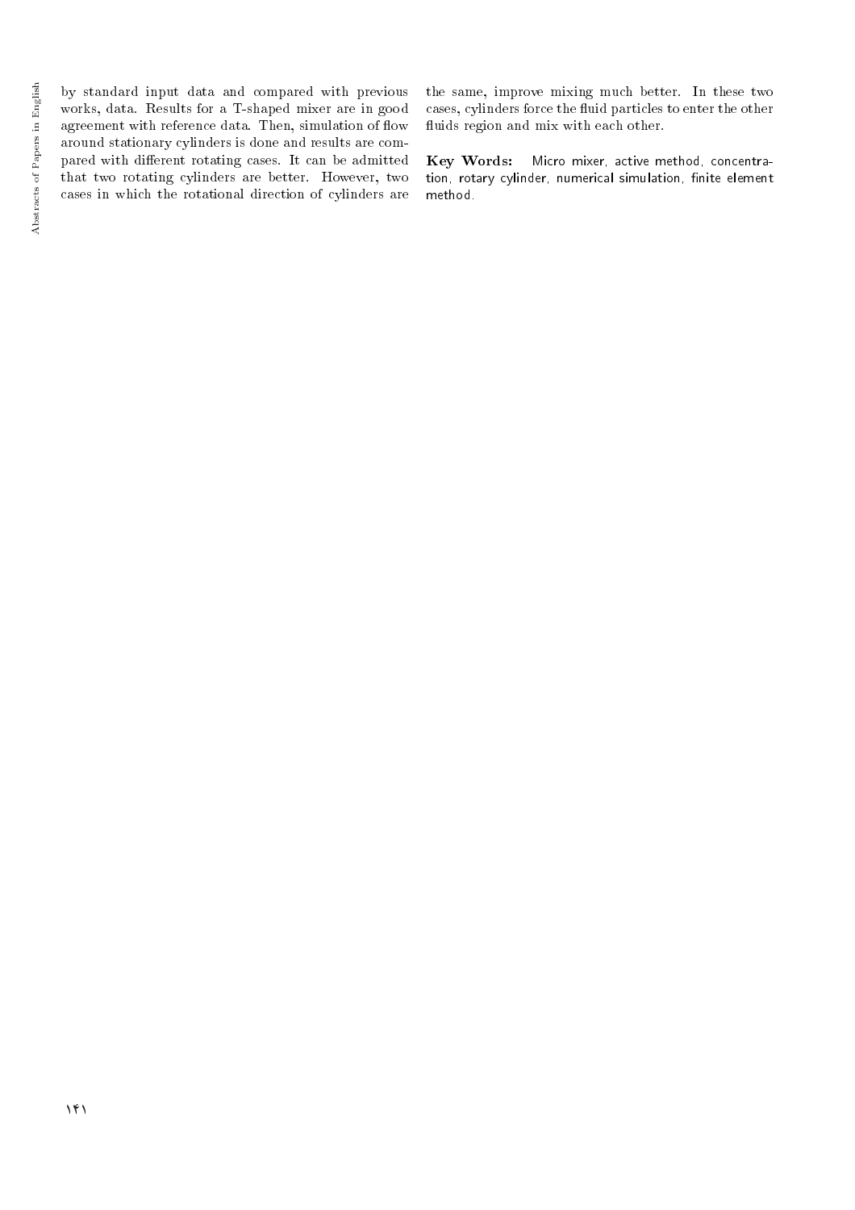by standard input data and compared with previous works, data. Results for a T-shaped mixer are in good agreement with reference data. Then, simulation of flow around stationary cylinders is done and results are compared with different rotating cases. It can be admitted that two rotating cylinders are better. However, two cases in which the rotational direction of cylinders are the same, improve mixing much better. In these two cases, cylinders force the fluid particles to enter the other fluids region and mix with each other.

**Key Words:** Micro mixer, active method, concentration, rotary cylinder, numerical simulation, finite element method.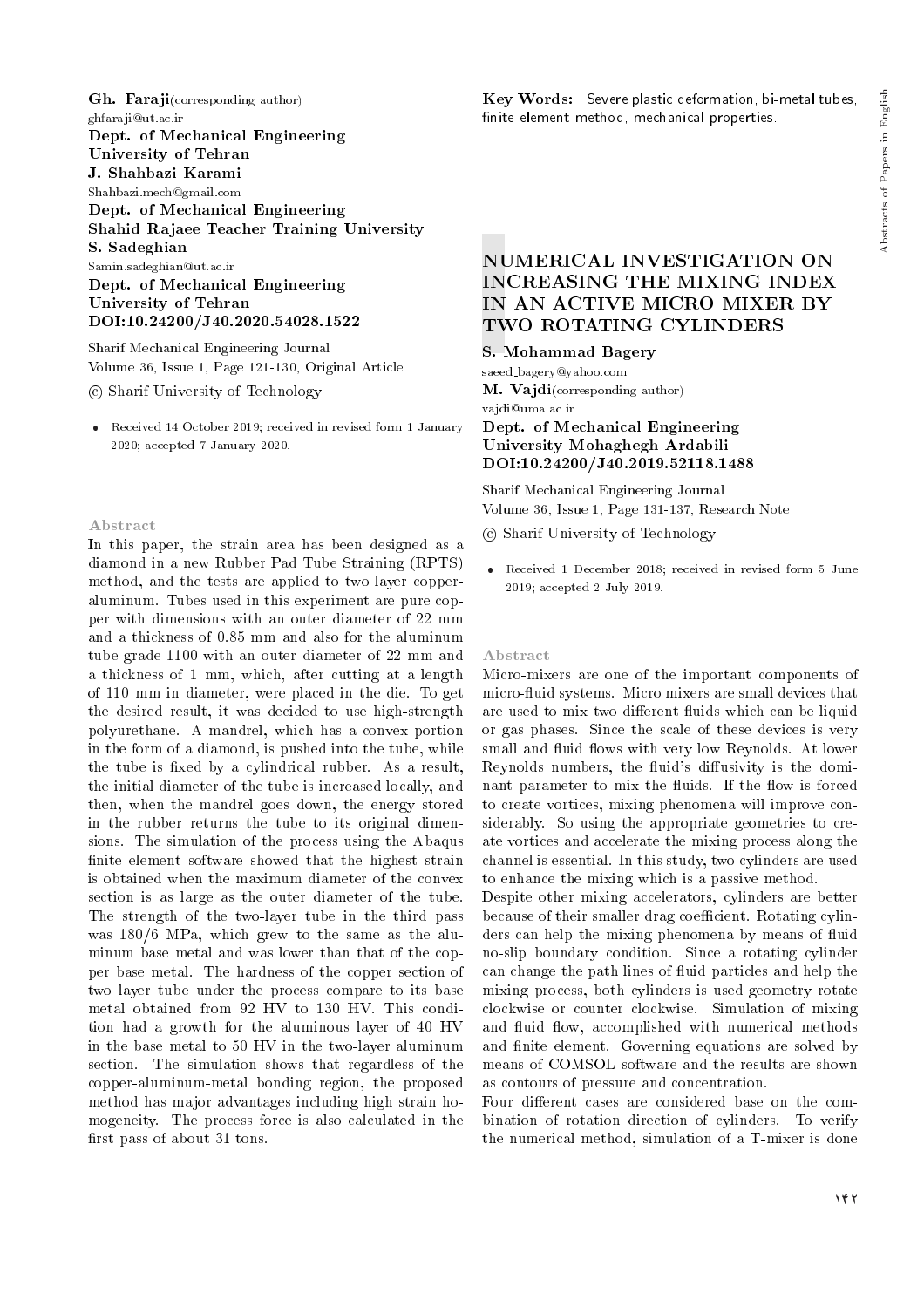**Gh. Faraji**(corresponding author)
ghfaraji@ut.ac.ir
**Dept. of Mechanical Engineering**
**University of Tehran**
**J. Shahbazi Karami**
Shahbazi.mech@gmail.com
**Dept. of Mechanical Engineering**
**Shahid Rajaee Teacher Training University**
**S. Sadeghian**
Samin.sadeghian@ut.ac.ir
**Dept. of Mechanical Engineering**
**University of Tehran**
**DOI:10.24200/J40.2020.54028.1522**

Sharif Mechanical Engineering Journal
Volume 36, Issue 1, Page 121-130, Original Article

© Sharif University of Technology

- Received 14 October 2019; received in revised form 1 January 2020; accepted 7 January 2020.

### Abstract

In this paper, the strain area has been designed as a diamond in a new Rubber Pad Tube Straining (RPTS) method, and the tests are applied to two layer copper-aluminum. Tubes used in this experiment are pure copper with dimensions with an outer diameter of 22 mm and a thickness of 0.85 mm and also for the aluminum tube grade 1100 with an outer diameter of 22 mm and a thickness of 1 mm, which, after cutting at a length of 110 mm in diameter, were placed in the die. To get the desired result, it was decided to use high-strength polyurethane. A mandrel, which has a convex portion in the form of a diamond, is pushed into the tube, while the tube is fixed by a cylindrical rubber. As a result, the initial diameter of the tube is increased locally, and then, when the mandrel goes down, the energy stored in the rubber returns the tube to its original dimensions. The simulation of the process using the Abaqus finite element software showed that the highest strain is obtained when the maximum diameter of the convex section is as large as the outer diameter of the tube. The strength of the two-layer tube in the third pass was 180/6 MPa, which grew to the same as the aluminum base metal and was lower than that of the copper base metal. The hardness of the copper section of two layer tube under the process compare to its base metal obtained from 92 HV to 130 HV. This condition had a growth for the aluminous layer of 40 HV in the base metal to 50 HV in the two-layer aluminum section. The simulation shows that regardless of the copper-aluminum-metal bonding region, the proposed method has major advantages including high strain homogeneity. The process force is also calculated in the first pass of about 31 tons.

**Key Words:** Severe plastic deformation, bi-metal tubes, finite element method, mechanical properties.

## NUMERICAL INVESTIGATION ON INCREASING THE MIXING INDEX IN AN ACTIVE MICRO MIXER BY TWO ROTATING CYLINDERS

**S. Mohammad Bagery**
saeed_bagery@yahoo.com
**M. Vajdi**(corresponding author)
vajdi@uma.ac.ir
**Dept. of Mechanical Engineering**
**University Mohaghegh Ardabili**
**DOI:10.24200/J40.2019.52118.1488**

Sharif Mechanical Engineering Journal
Volume 36, Issue 1, Page 131-137, Research Note

© Sharif University of Technology

- Received 1 December 2018; received in revised form 5 June 2019; accepted 2 July 2019.

### Abstract

Micro-mixers are one of the important components of micro-fluid systems. Micro mixers are small devices that are used to mix two different fluids which can be liquid or gas phases. Since the scale of these devices is very small and fluid flows with very low Reynolds. At lower Reynolds numbers, the fluid's diffusivity is the dominant parameter to mix the fluids. If the flow is forced to create vortices, mixing phenomena will improve considerably. So using the appropriate geometries to create vortices and accelerate the mixing process along the channel is essential. In this study, two cylinders are used to enhance the mixing which is a passive method.

Despite other mixing accelerators, cylinders are better because of their smaller drag coefficient. Rotating cylinders can help the mixing phenomena by means of fluid no-slip boundary condition. Since a rotating cylinder can change the path lines of fluid particles and help the mixing process, both cylinders is used geometry rotate clockwise or counter clockwise. Simulation of mixing and fluid flow, accomplished with numerical methods and finite element. Governing equations are solved by means of COMSOL software and the results are shown as contours of pressure and concentration.

Four different cases are considered base on the combination of rotation direction of cylinders. To verify the numerical method, simulation of a T-mixer is done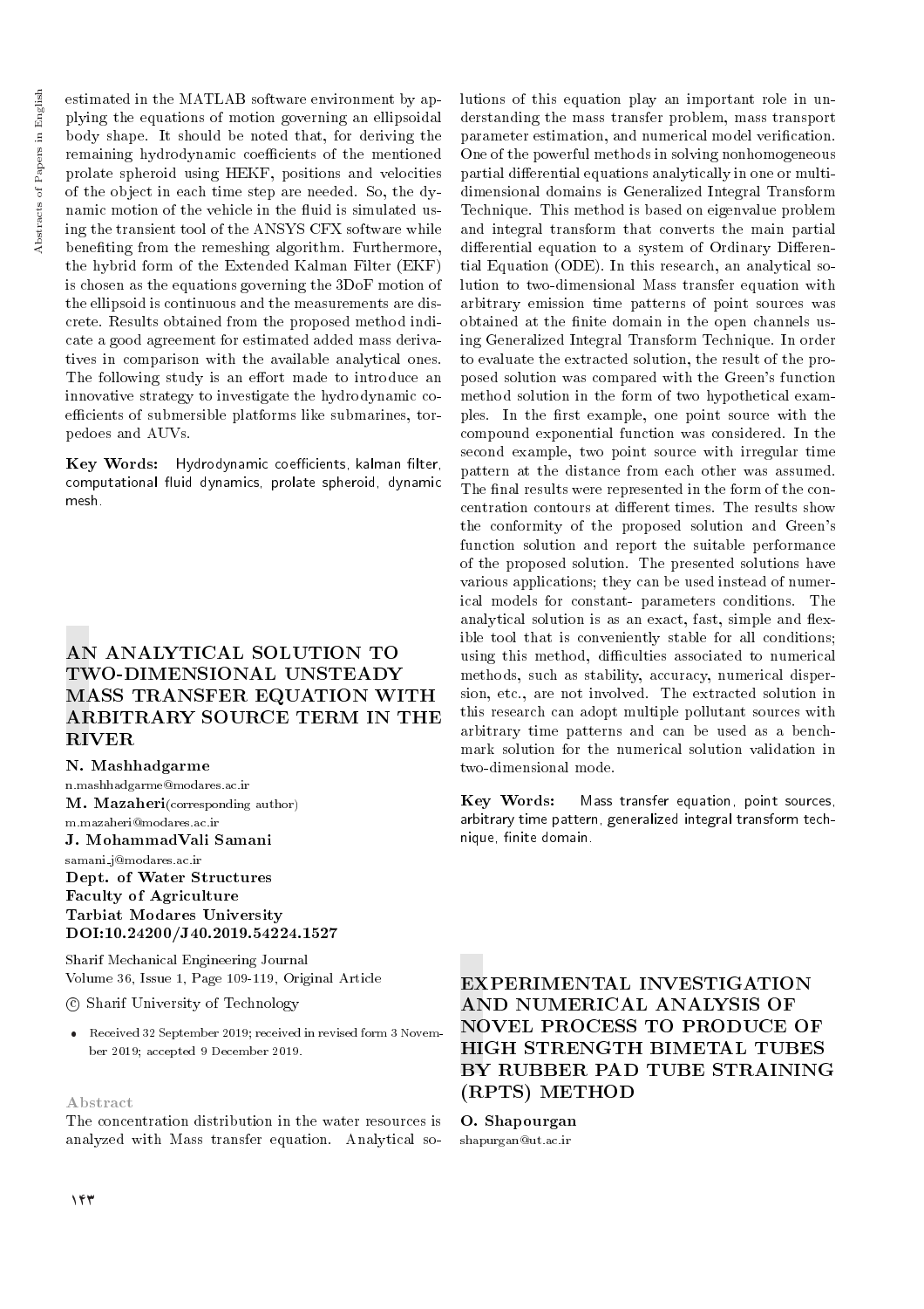estimated in the MATLAB software environment by applying the equations of motion governing an ellipsoidal body shape. It should be noted that, for deriving the remaining hydrodynamic coefficients of the mentioned prolate spheroid using HEKF, positions and velocities of the object in each time step are needed. So, the dynamic motion of the vehicle in the fluid is simulated using the transient tool of the ANSYS CFX software while benefiting from the remeshing algorithm. Furthermore, the hybrid form of the Extended Kalman Filter (EKF) is chosen as the equations governing the 3DoF motion of the ellipsoid is continuous and the measurements are discrete. Results obtained from the proposed method indicate a good agreement for estimated added mass derivatives in comparison with the available analytical ones. The following study is an effort made to introduce an innovative strategy to investigate the hydrodynamic coefficients of submersible platforms like submarines, torpedoes and AUVs.

**Key Words:** Hydrodynamic coefficients, kalman filter, computational fluid dynamics, prolate spheroid, dynamic mesh.

## AN ANALYTICAL SOLUTION TO TWO-DIMENSIONAL UNSTEADY MASS TRANSFER EQUATION WITH ARBITRARY SOURCE TERM IN THE RIVER

**N. Mashhadgarme**
n.mashhadgarme@modares.ac.ir
**M. Mazaheri**(corresponding author)
m.mazaheri@modares.ac.ir
**J. MohammadVali Samani**
samani_j@modares.ac.ir
**Dept. of Water Structures**
**Faculty of Agriculture**
**Tarbiat Modares University**
**DOI:10.24200/J40.2019.54224.1527**

Sharif Mechanical Engineering Journal
Volume 36, Issue 1, Page 109-119, Original Article

© Sharif University of Technology

- Received 32 September 2019; received in revised form 3 November 2019; accepted 9 December 2019.

### Abstract

The concentration distribution in the water resources is analyzed with Mass transfer equation. Analytical solutions of this equation play an important role in understanding the mass transfer problem, mass transport parameter estimation, and numerical model verification. One of the powerful methods in solving nonhomogeneous partial differential equations analytically in one or multi-dimensional domains is Generalized Integral Transform Technique. This method is based on eigenvalue problem and integral transform that converts the main partial differential equation to a system of Ordinary Differential Equation (ODE). In this research, an analytical solution to two-dimensional Mass transfer equation with arbitrary emission time patterns of point sources was obtained at the finite domain in the open channels using Generalized Integral Transform Technique. In order to evaluate the extracted solution, the result of the proposed solution was compared with the Green's function method solution in the form of two hypothetical examples. In the first example, one point source with the compound exponential function was considered. In the second example, two point source with irregular time pattern at the distance from each other was assumed. The final results were represented in the form of the concentration contours at different times. The results show the conformity of the proposed solution and Green's function solution and report the suitable performance of the proposed solution. The presented solutions have various applications; they can be used instead of numerical models for constant- parameters conditions. The analytical solution is as an exact, fast, simple and flexible tool that is conveniently stable for all conditions; using this method, difficulties associated to numerical methods, such as stability, accuracy, numerical dispersion, etc., are not involved. The extracted solution in this research can adopt multiple pollutant sources with arbitrary time patterns and can be used as a benchmark solution for the numerical solution validation in two-dimensional mode.

**Key Words:** Mass transfer equation, point sources, arbitrary time pattern, generalized integral transform technique, finite domain.

## EXPERIMENTAL INVESTIGATION AND NUMERICAL ANALYSIS OF NOVEL PROCESS TO PRODUCE OF HIGH STRENGTH BIMETAL TUBES BY RUBBER PAD TUBE STRAINING (RPTS) METHOD

**O. Shapourgan**
shapurgan@ut.ac.ir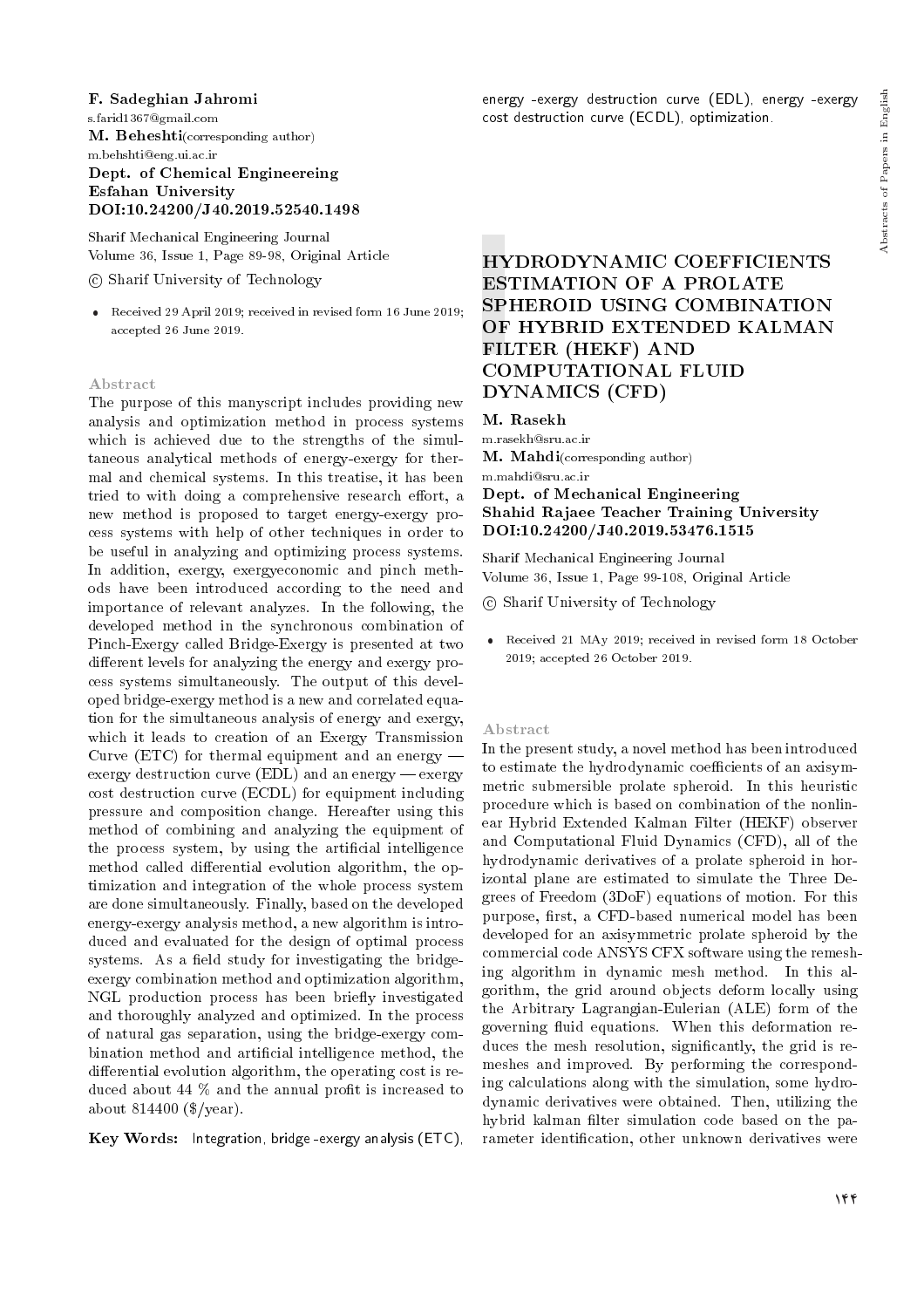**F. Sadeghian Jahromi**
s.farid1367@gmail.com
**M. Beheshti**(corresponding author)
m.behshti@eng.ui.ac.ir
**Dept. of Chemical Engineereing**
**Esfahan University**
**DOI:10.24200/J40.2019.52540.1498**

Sharif Mechanical Engineering Journal
Volume 36, Issue 1, Page 89-98, Original Article
© Sharif University of Technology

- Received 29 April 2019; received in revised form 16 June 2019; accepted 26 June 2019.

### Abstract

The purpose of this manyscript includes providing new analysis and optimization method in process systems which is achieved due to the strengths of the simultaneous analytical methods of energy-exergy for thermal and chemical systems. In this treatise, it has been tried to with doing a comprehensive research effort, a new method is proposed to target energy-exergy process systems with help of other techniques in order to be useful in analyzing and optimizing process systems. In addition, exergy, exergyeconomic and pinch methods have been introduced according to the need and importance of relevant analyzes. In the following, the developed method in the synchronous combination of Pinch-Exergy called Bridge-Exergy is presented at two different levels for analyzing the energy and exergy process systems simultaneously. The output of this developed bridge-exergy method is a new and correlated equation for the simultaneous analysis of energy and exergy, which it leads to creation of an Exergy Transmission Curve (ETC) for thermal equipment and an energy — exergy destruction curve (EDL) and an energy — exergy cost destruction curve (ECDL) for equipment including pressure and composition change. Hereafter using this method of combining and analyzing the equipment of the process system, by using the artificial intelligence method called differential evolution algorithm, the optimization and integration of the whole process system are done simultaneously. Finally, based on the developed energy-exergy analysis method, a new algorithm is introduced and evaluated for the design of optimal process systems. As a field study for investigating the bridge-exergy combination method and optimization algorithm, NGL production process has been briefly investigated and thoroughly analyzed and optimized. In the process of natural gas separation, using the bridge-exergy combination method and artificial intelligence method, the differential evolution algorithm, the operating cost is reduced about 44 % and the annual profit is increased to about 814400 ($/year).

**Key Words:** Integration, bridge-exergy analysis (ETC), energy -exergy destruction curve (EDL), energy -exergy cost destruction curve (ECDL), optimization.

## HYDRODYNAMIC COEFFICIENTS ESTIMATION OF A PROLATE SPHEROID USING COMBINATION OF HYBRID EXTENDED KALMAN FILTER (HEKF) AND COMPUTATIONAL FLUID DYNAMICS (CFD)

**M. Rasekh**
m.rasekh@sru.ac.ir
**M. Mahdi**(corresponding author)
m.mahdi@sru.ac.ir
**Dept. of Mechanical Engineering**
**Shahid Rajaee Teacher Training University**
**DOI:10.24200/J40.2019.53476.1515**

Sharif Mechanical Engineering Journal
Volume 36, Issue 1, Page 99-108, Original Article
© Sharif University of Technology

- Received 21 MAy 2019; received in revised form 18 October 2019; accepted 26 October 2019.

### Abstract

In the present study, a novel method has been introduced to estimate the hydrodynamic coefficients of an axisymmetric submersible prolate spheroid. In this heuristic procedure which is based on combination of the nonlinear Hybrid Extended Kalman Filter (HEKF) observer and Computational Fluid Dynamics (CFD), all of the hydrodynamic derivatives of a prolate spheroid in horizontal plane are estimated to simulate the Three Degrees of Freedom (3DoF) equations of motion. For this purpose, first, a CFD-based numerical model has been developed for an axisymmetric prolate spheroid by the commercial code ANSYS CFX software using the remeshing algorithm in dynamic mesh method. In this algorithm, the grid around objects deform locally using the Arbitrary Lagrangian-Eulerian (ALE) form of the governing fluid equations. When this deformation reduces the mesh resolution, significantly, the grid is remeshes and improved. By performing the corresponding calculations along with the simulation, some hydrodynamic derivatives were obtained. Then, utilizing the hybrid kalman filter simulation code based on the parameter identification, other unknown derivatives were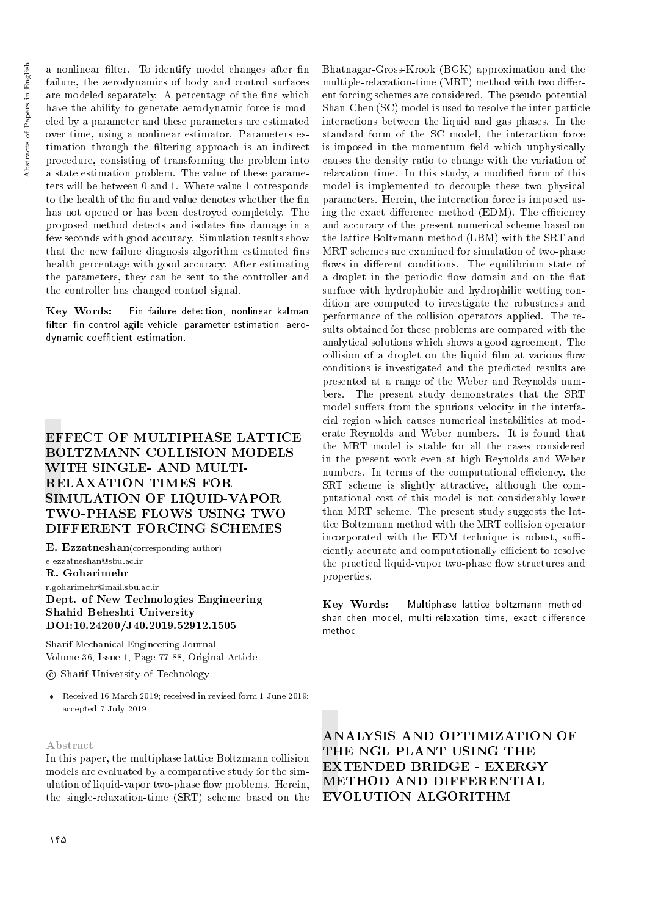a nonlinear filter. To identify model changes after fin failure, the aerodynamics of body and control surfaces are modeled separately. A percentage of the fins which have the ability to generate aerodynamic force is modeled by a parameter and these parameters are estimated over time, using a nonlinear estimator. Parameters estimation through the filtering approach is an indirect procedure, consisting of transforming the problem into a state estimation problem. The value of these parameters will be between 0 and 1. Where value 1 corresponds to the health of the fin and value denotes whether the fin has not opened or has been destroyed completely. The proposed method detects and isolates fins damage in a few seconds with good accuracy. Simulation results show that the new failure diagnosis algorithm estimated fins health percentage with good accuracy. After estimating the parameters, they can be sent to the controller and the controller has changed control signal.

**Key Words:** Fin failure detection, nonlinear kalman filter, fin control agile vehicle, parameter estimation, aerodynamic coefficient estimation.

# EFFECT OF MULTIPHASE LATTICE BOLTZMANN COLLISION MODELS WITH SINGLE- AND MULTI-RELAXATION TIMES FOR SIMULATION OF LIQUID-VAPOR TWO-PHASE FLOWS USING TWO DIFFERENT FORCING SCHEMES

**E. Ezzatneshan**(corresponding author)
e_ezzatneshan@sbu.ac.ir
**R. Goharimehr**
r.goharimehr@mail.sbu.ac.ir
**Dept. of New Technologies Engineering**
**Shahid Beheshti University**
**DOI:10.24200/J40.2019.52912.1505**

Sharif Mechanical Engineering Journal
Volume 36, Issue 1, Page 77-88, Original Article

© Sharif University of Technology

- Received 16 March 2019; received in revised form 1 June 2019; accepted 7 July 2019.

## Abstract

In this paper, the multiphase lattice Boltzmann collision models are evaluated by a comparative study for the simulation of liquid-vapor two-phase flow problems. Herein, the single-relaxation-time (SRT) scheme based on the Bhatnagar-Gross-Krook (BGK) approximation and the multiple-relaxation-time (MRT) method with two different forcing schemes are considered. The pseudo-potential Shan-Chen (SC) model is used to resolve the inter-particle interactions between the liquid and gas phases. In the standard form of the SC model, the interaction force is imposed in the momentum field which unphysically causes the density ratio to change with the variation of relaxation time. In this study, a modified form of this model is implemented to decouple these two physical parameters. Herein, the interaction force is imposed using the exact difference method (EDM). The efficiency and accuracy of the present numerical scheme based on the lattice Boltzmann method (LBM) with the SRT and MRT schemes are examined for simulation of two-phase flows in different conditions. The equilibrium state of a droplet in the periodic flow domain and on the flat surface with hydrophobic and hydrophilic wetting condition are computed to investigate the robustness and performance of the collision operators applied. The results obtained for these problems are compared with the analytical solutions which shows a good agreement. The collision of a droplet on the liquid film at various flow conditions is investigated and the predicted results are presented at a range of the Weber and Reynolds numbers. The present study demonstrates that the SRT model suffers from the spurious velocity in the interfacial region which causes numerical instabilities at moderate Reynolds and Weber numbers. It is found that the MRT model is stable for all the cases considered in the present work even at high Reynolds and Weber numbers. In terms of the computational efficiency, the SRT scheme is slightly attractive, although the computational cost of this model is not considerably lower than MRT scheme. The present study suggests the lattice Boltzmann method with the MRT collision operator incorporated with the EDM technique is robust, sufficiently accurate and computationally efficient to resolve the practical liquid-vapor two-phase flow structures and properties.

**Key Words:** Multiphase lattice boltzmann method, shan-chen model, multi-relaxation time, exact difference method.

# ANALYSIS AND OPTIMIZATION OF THE NGL PLANT USING THE EXTENDED BRIDGE - EXERGY METHOD AND DIFFERENTIAL EVOLUTION ALGORITHM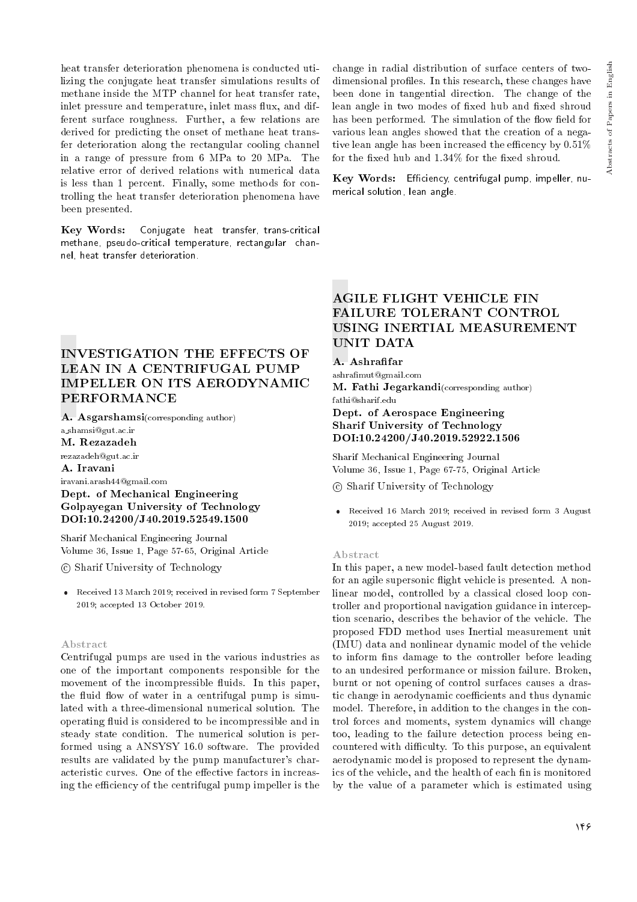heat transfer deterioration phenomena is conducted utilizing the conjugate heat transfer simulations results of methane inside the MTP channel for heat transfer rate, inlet pressure and temperature, inlet mass flux, and different surface roughness. Further, a few relations are derived for predicting the onset of methane heat transfer deterioration along the rectangular cooling channel in a range of pressure from 6 MPa to 20 MPa. The relative error of derived relations with numerical data is less than 1 percent. Finally, some methods for controlling the heat transfer deterioration phenomena have been presented.

**Key Words:** Conjugate heat transfer, trans-critical methane, pseudo-critical temperature, rectangular channel, heat transfer deterioration.

# INVESTIGATION THE EFFECTS OF LEAN IN A CENTRIFUGAL PUMP IMPELLER ON ITS AERODYNAMIC PERFORMANCE

**A. Asgarshamsi**(corresponding author)
a_shamsi@gut.ac.ir
**M. Rezazadeh**
rezazadeh@gut.ac.ir
**A. Iravani**
iravani.arash44@gmail.com
**Dept. of Mechanical Engineering**
**Golpayegan University of Technology**
**DOI:10.24200/J40.2019.52549.1500**

Sharif Mechanical Engineering Journal
Volume 36, Issue 1, Page 57-65, Original Article

© Sharif University of Technology

- Received 13 March 2019; received in revised form 7 September 2019; accepted 13 October 2019.

### Abstract

Centrifugal pumps are used in the various industries as one of the important components responsible for the movement of the incompressible fluids. In this paper, the fluid flow of water in a centrifugal pump is simulated with a three-dimensional numerical solution. The operating fluid is considered to be incompressible and in steady state condition. The numerical solution is performed using a ANSYSY 16.0 software. The provided results are validated by the pump manufacturer's characteristic curves. One of the effective factors in increasing the efficiency of the centrifugal pump impeller is the change in radial distribution of surface centers of two-dimensional profiles. In this research, these changes have been done in tangential direction. The change of the lean angle in two modes of fixed hub and fixed shroud has been performed. The simulation of the flow field for various lean angles showed that the creation of a negative lean angle has been increased the efficency by 0.51% for the fixed hub and 1.34% for the fixed shroud.

**Key Words:** Efficiency, centrifugal pump, impeller, numerical solution, lean angle.

# AGILE FLIGHT VEHICLE FIN FAILURE TOLERANT CONTROL USING INERTIAL MEASUREMENT UNIT DATA

**A. Ashrafifar**
ashrafimut@gmail.com
**M. Fathi Jegarkandi**(corresponding author)
fathi@sharif.edu
**Dept. of Aerospace Engineering**
**Sharif University of Technology**
**DOI:10.24200/J40.2019.52922.1506**

Sharif Mechanical Engineering Journal
Volume 36, Issue 1, Page 67-75, Original Article

© Sharif University of Technology

- Received 16 March 2019; received in revised form 3 August 2019; accepted 25 August 2019.

### Abstract

In this paper, a new model-based fault detection method for an agile supersonic flight vehicle is presented. A nonlinear model, controlled by a classical closed loop controller and proportional navigation guidance in interception scenario, describes the behavior of the vehicle. The proposed FDD method uses Inertial measurement unit (IMU) data and nonlinear dynamic model of the vehicle to inform fins damage to the controller before leading to an undesired performance or mission failure. Broken, burnt or not opening of control surfaces causes a drastic change in aerodynamic coefficients and thus dynamic model. Therefore, in addition to the changes in the control forces and moments, system dynamics will change too, leading to the failure detection process being encountered with difficulty. To this purpose, an equivalent aerodynamic model is proposed to represent the dynamics of the vehicle, and the health of each fin is monitored by the value of a parameter which is estimated using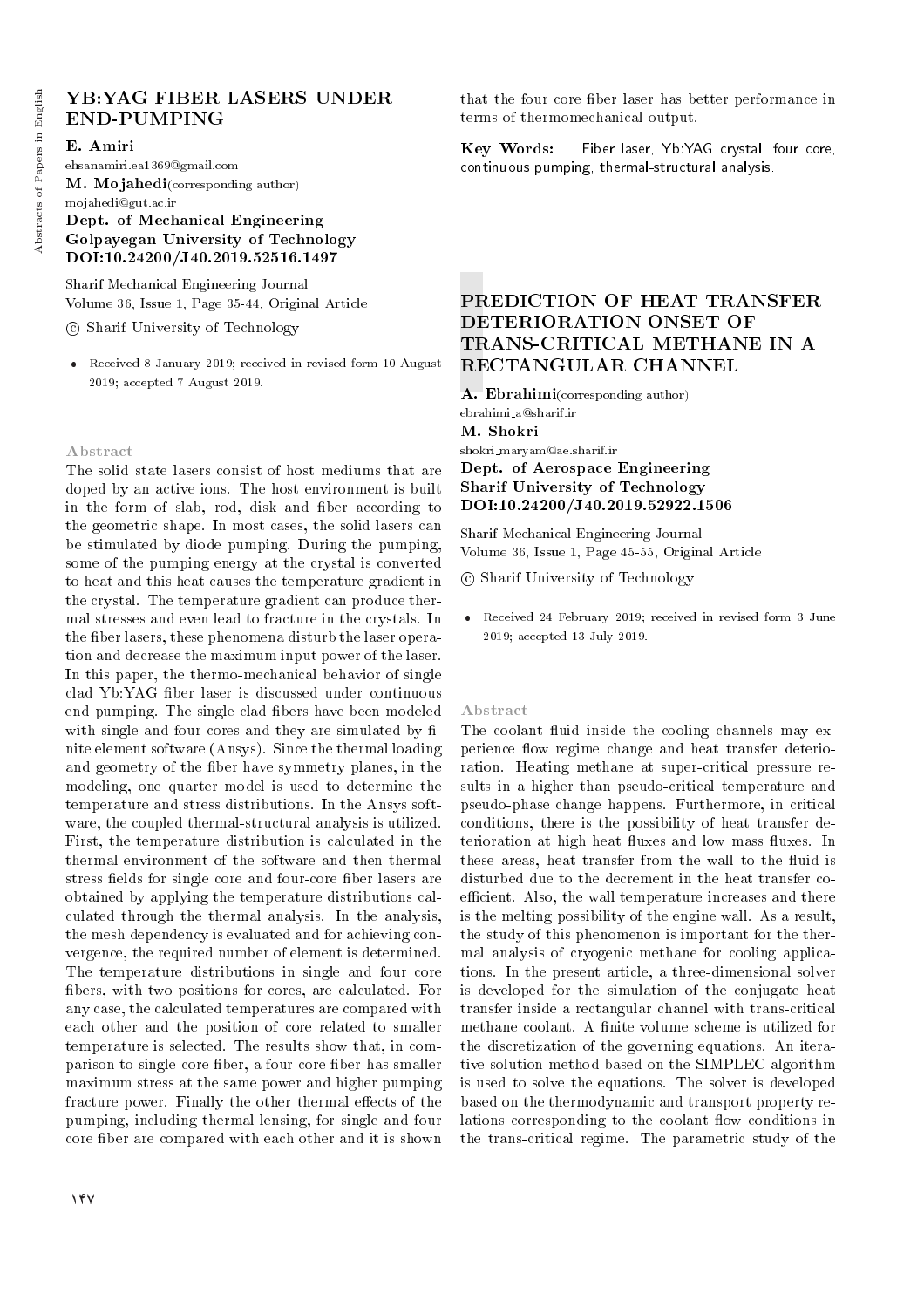## YB:YAG FIBER LASERS UNDER END-PUMPING

**E. Amiri**
ehsanamiri.ea1369@gmail.com
**M. Mojahedi**(corresponding author)
mojahedi@gut.ac.ir
**Dept. of Mechanical Engineering**
**Golpayegan University of Technology**
**DOI:10.24200/J40.2019.52516.1497**

Sharif Mechanical Engineering Journal
Volume 36, Issue 1, Page 35-44, Original Article
© Sharif University of Technology

- Received 8 January 2019; received in revised form 10 August 2019; accepted 7 August 2019.

### Abstract

The solid state lasers consist of host mediums that are doped by an active ions. The host environment is built in the form of slab, rod, disk and fiber according to the geometric shape. In most cases, the solid lasers can be stimulated by diode pumping. During the pumping, some of the pumping energy at the crystal is converted to heat and this heat causes the temperature gradient in the crystal. The temperature gradient can produce thermal stresses and even lead to fracture in the crystals. In the fiber lasers, these phenomena disturb the laser operation and decrease the maximum input power of the laser. In this paper, the thermo-mechanical behavior of single clad Yb:YAG fiber laser is discussed under continuous end pumping. The single clad fibers have been modeled with single and four cores and they are simulated by finite element software (Ansys). Since the thermal loading and geometry of the fiber have symmetry planes, in the modeling, one quarter model is used to determine the temperature and stress distributions. In the Ansys software, the coupled thermal-structural analysis is utilized. First, the temperature distribution is calculated in the thermal environment of the software and then thermal stress fields for single core and four-core fiber lasers are obtained by applying the temperature distributions calculated through the thermal analysis. In the analysis, the mesh dependency is evaluated and for achieving convergence, the required number of element is determined. The temperature distributions in single and four core fibers, with two positions for cores, are calculated. For any case, the calculated temperatures are compared with each other and the position of core related to smaller temperature is selected. The results show that, in comparison to single-core fiber, a four core fiber has smaller maximum stress at the same power and higher pumping fracture power. Finally the other thermal effects of the pumping, including thermal lensing, for single and four core fiber are compared with each other and it is shown that the four core fiber laser has better performance in terms of thermomechanical output.

**Key Words:** Fiber laser, Yb:YAG crystal, four core, continuous pumping, thermal-structural analysis.

## PREDICTION OF HEAT TRANSFER DETERIORATION ONSET OF TRANS-CRITICAL METHANE IN A RECTANGULAR CHANNEL

**A. Ebrahimi**(corresponding author)
ebrahimi_a@sharif.ir
**M. Shokri**
shokri_maryam@ae.sharif.ir
**Dept. of Aerospace Engineering**
**Sharif University of Technology**
**DOI:10.24200/J40.2019.52922.1506**

Sharif Mechanical Engineering Journal
Volume 36, Issue 1, Page 45-55, Original Article
© Sharif University of Technology

- Received 24 February 2019; received in revised form 3 June 2019; accepted 13 July 2019.

### Abstract

The coolant fluid inside the cooling channels may experience flow regime change and heat transfer deterioration. Heating methane at super-critical pressure results in a higher than pseudo-critical temperature and pseudo-phase change happens. Furthermore, in critical conditions, there is the possibility of heat transfer deterioration at high heat fluxes and low mass fluxes. In these areas, heat transfer from the wall to the fluid is disturbed due to the decrement in the heat transfer coefficient. Also, the wall temperature increases and there is the melting possibility of the engine wall. As a result, the study of this phenomenon is important for the thermal analysis of cryogenic methane for cooling applications. In the present article, a three-dimensional solver is developed for the simulation of the conjugate heat transfer inside a rectangular channel with trans-critical methane coolant. A finite volume scheme is utilized for the discretization of the governing equations. An iterative solution method based on the SIMPLEC algorithm is used to solve the equations. The solver is developed based on the thermodynamic and transport property relations corresponding to the coolant flow conditions in the trans-critical regime. The parametric study of the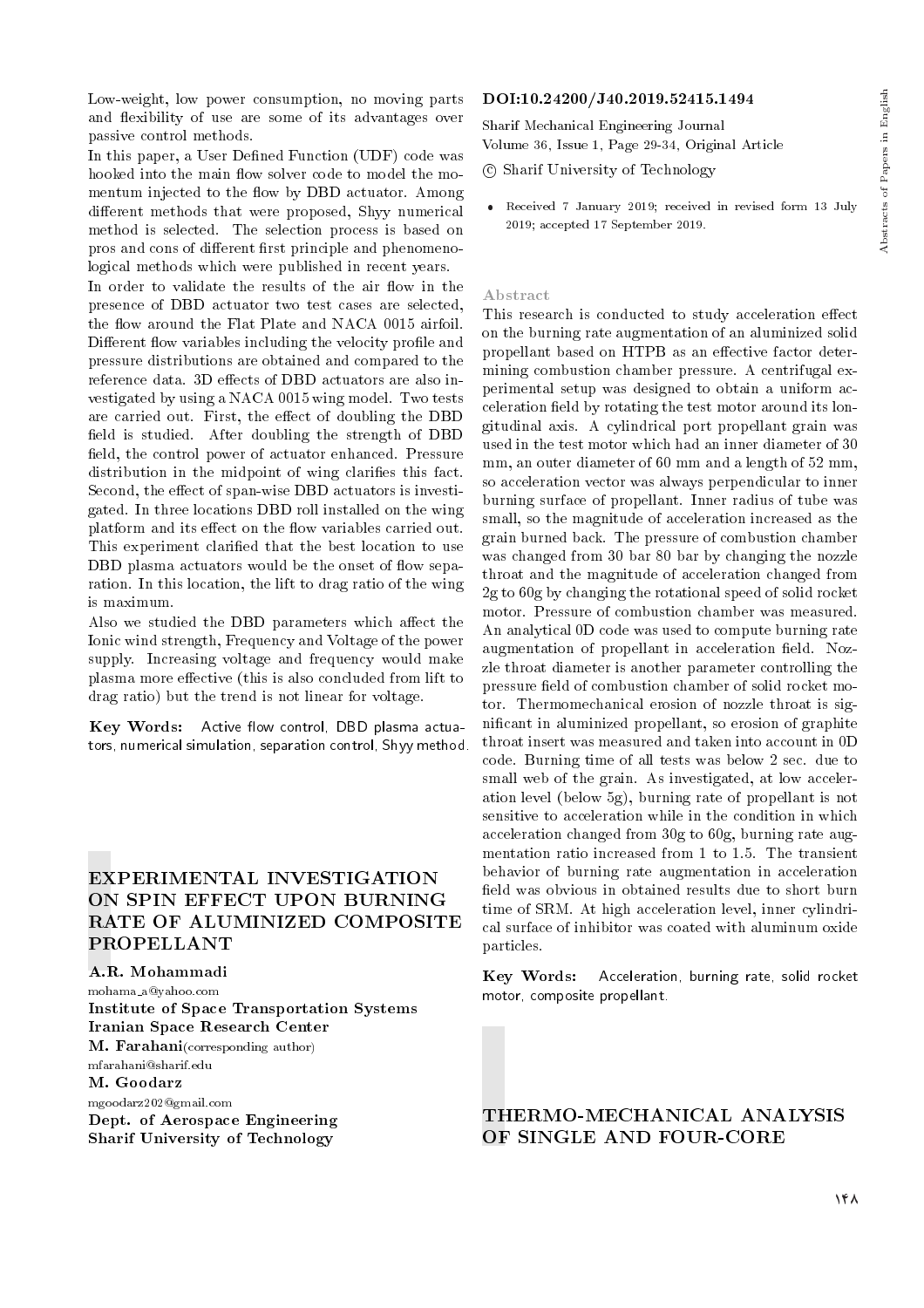Low-weight, low power consumption, no moving parts and flexibility of use are some of its advantages over passive control methods.

In this paper, a User Defined Function (UDF) code was hooked into the main flow solver code to model the momentum injected to the flow by DBD actuator. Among different methods that were proposed, Shyy numerical method is selected. The selection process is based on pros and cons of different first principle and phenomenological methods which were published in recent years.

In order to validate the results of the air flow in the presence of DBD actuator two test cases are selected, the flow around the Flat Plate and NACA 0015 airfoil. Different flow variables including the velocity profile and pressure distributions are obtained and compared to the reference data. 3D effects of DBD actuators are also investigated by using a NACA 0015 wing model. Two tests are carried out. First, the effect of doubling the DBD field is studied. After doubling the strength of DBD field, the control power of actuator enhanced. Pressure distribution in the midpoint of wing clarifies this fact. Second, the effect of span-wise DBD actuators is investigated. In three locations DBD roll installed on the wing platform and its effect on the flow variables carried out. This experiment clarified that the best location to use DBD plasma actuators would be the onset of flow separation. In this location, the lift to drag ratio of the wing is maximum.

Also we studied the DBD parameters which affect the Ionic wind strength, Frequency and Voltage of the power supply. Increasing voltage and frequency would make plasma more effective (this is also concluded from lift to drag ratio) but the trend is not linear for voltage.

**Key Words:** Active flow control, DBD plasma actuators, numerical simulation, separation control, Shyy method.

## EXPERIMENTAL INVESTIGATION ON SPIN EFFECT UPON BURNING RATE OF ALUMINIZED COMPOSITE PROPELLANT

**A.R. Mohammadi**
mohama_a@yahoo.com
**Institute of Space Transportation Systems**
**Iranian Space Research Center**
**M. Farahani**(corresponding author)
mfarahani@sharif.edu
**M. Goodarz**
mgoodarz202@gmail.com
**Dept. of Aerospace Engineering**
**Sharif University of Technology**

**DOI:10.24200/J40.2019.52415.1494**

Sharif Mechanical Engineering Journal
Volume 36, Issue 1, Page 29-34, Original Article
© Sharif University of Technology

- Received 7 January 2019; received in revised form 13 July 2019; accepted 17 September 2019.

### Abstract

This research is conducted to study acceleration effect on the burning rate augmentation of an aluminized solid propellant based on HTPB as an effective factor determining combustion chamber pressure. A centrifugal experimental setup was designed to obtain a uniform acceleration field by rotating the test motor around its longitudinal axis. A cylindrical port propellant grain was used in the test motor which had an inner diameter of 30 mm, an outer diameter of 60 mm and a length of 52 mm, so acceleration vector was always perpendicular to inner burning surface of propellant. Inner radius of tube was small, so the magnitude of acceleration increased as the grain burned back. The pressure of combustion chamber was changed from 30 bar 80 bar by changing the nozzle throat and the magnitude of acceleration changed from 2g to 60g by changing the rotational speed of solid rocket motor. Pressure of combustion chamber was measured. An analytical 0D code was used to compute burning rate augmentation of propellant in acceleration field. Nozzle throat diameter is another parameter controlling the pressure field of combustion chamber of solid rocket motor. Thermomechanical erosion of nozzle throat is significant in aluminized propellant, so erosion of graphite throat insert was measured and taken into account in 0D code. Burning time of all tests was below 2 sec. due to small web of the grain. As investigated, at low acceleration level (below 5g), burning rate of propellant is not sensitive to acceleration while in the condition in which acceleration changed from 30g to 60g, burning rate augmentation ratio increased from 1 to 1.5. The transient behavior of burning rate augmentation in acceleration field was obvious in obtained results due to short burn time of SRM. At high acceleration level, inner cylindrical surface of inhibitor was coated with aluminum oxide particles.

**Key Words:** Acceleration, burning rate, solid rocket motor, composite propellant.

## THERMO-MECHANICAL ANALYSIS OF SINGLE AND FOUR-CORE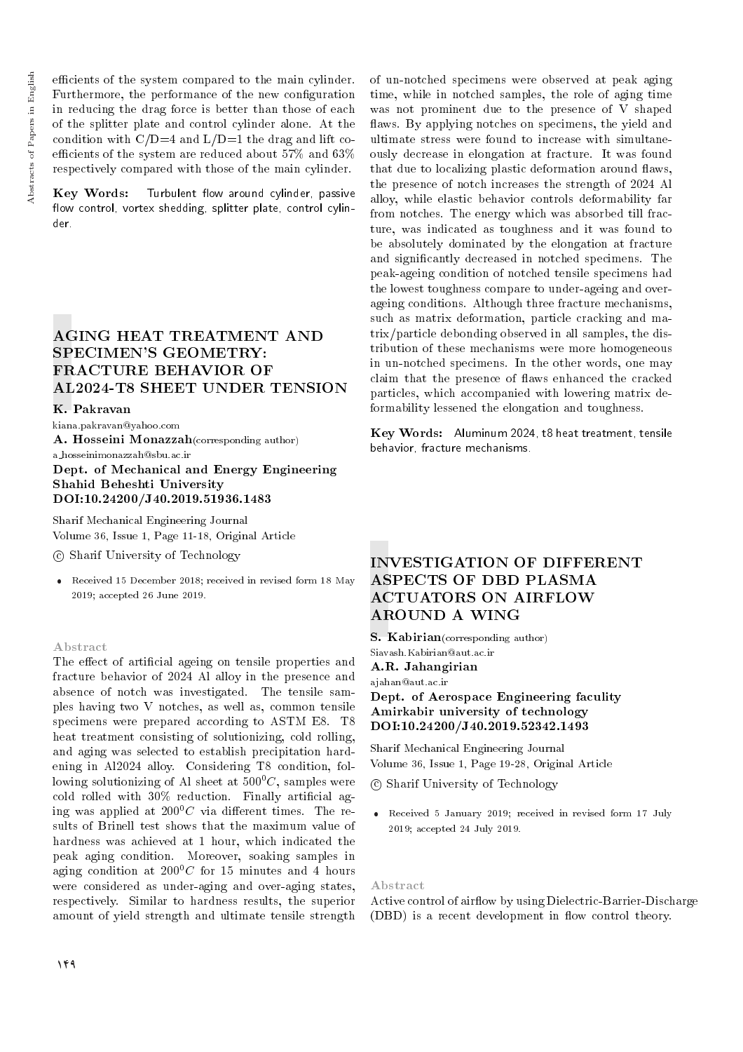efficients of the system compared to the main cylinder. Furthermore, the performance of the new configuration in reducing the drag force is better than those of each of the splitter plate and control cylinder alone. At the condition with C/D=4 and L/D=1 the drag and lift coefficients of the system are reduced about 57% and 63% respectively compared with those of the main cylinder.

**Key Words:** Turbulent flow around cylinder, passive flow control, vortex shedding, splitter plate, control cylinder.

## AGING HEAT TREATMENT AND SPECIMEN'S GEOMETRY: FRACTURE BEHAVIOR OF AL2024-T8 SHEET UNDER TENSION

**K. Pakravan**
kiana.pakravan@yahoo.com
**A. Hosseini Monazzah**(corresponding author)
a_hosseinimonazzah@sbu.ac.ir
**Dept. of Mechanical and Energy Engineering**
**Shahid Beheshti University**
**DOI:10.24200/J40.2019.51936.1483**

Sharif Mechanical Engineering Journal
Volume 36, Issue 1, Page 11-18, Original Article

© Sharif University of Technology

- Received 15 December 2018; received in revised form 18 May 2019; accepted 26 June 2019.

### Abstract

The effect of artificial ageing on tensile properties and fracture behavior of 2024 Al alloy in the presence and absence of notch was investigated. The tensile samples having two V notches, as well as, common tensile specimens were prepared according to ASTM E8. T8 heat treatment consisting of solutionizing, cold rolling, and aging was selected to establish precipitation hardening in Al2024 alloy. Considering T8 condition, following solutionizing of Al sheet at $500^0C$, samples were cold rolled with 30% reduction. Finally artificial aging was applied at $200^0C$ via different times. The results of Brinell test shows that the maximum value of hardness was achieved at 1 hour, which indicated the peak aging condition. Moreover, soaking samples in aging condition at $200^0C$ for 15 minutes and 4 hours were considered as under-aging and over-aging states, respectively. Similar to hardness results, the superior amount of yield strength and ultimate tensile strength of un-notched specimens were observed at peak aging time, while in notched samples, the role of aging time was not prominent due to the presence of V shaped flaws. By applying notches on specimens, the yield and ultimate stress were found to increase with simultaneously decrease in elongation at fracture. It was found that due to localizing plastic deformation around flaws, the presence of notch increases the strength of 2024 Al alloy, while elastic behavior controls deformability far from notches. The energy which was absorbed till fracture, was indicated as toughness and it was found to be absolutely dominated by the elongation at fracture and significantly decreased in notched specimens. The peak-ageing condition of notched tensile specimens had the lowest toughness compare to under-ageing and over-ageing conditions. Although three fracture mechanisms, such as matrix deformation, particle cracking and matrix/particle debonding observed in all samples, the distribution of these mechanisms were more homogeneous in un-notched specimens. In the other words, one may claim that the presence of flaws enhanced the cracked particles, which accompanied with lowering matrix deformability lessened the elongation and toughness.

**Key Words:** Aluminum 2024, t8 heat treatment, tensile behavior, fracture mechanisms.

## INVESTIGATION OF DIFFERENT ASPECTS OF DBD PLASMA ACTUATORS ON AIRFLOW AROUND A WING

**S. Kabirian**(corresponding author)
Siavash.Kabirian@aut.ac.ir
**A.R. Jahangirian**
ajahan@aut.ac.ir
**Dept. of Aerospace Engineering faculity**
**Amirkabir university of technology**
**DOI:10.24200/J40.2019.52342.1493**

Sharif Mechanical Engineering Journal
Volume 36, Issue 1, Page 19-28, Original Article

© Sharif University of Technology

- Received 5 January 2019; received in revised form 17 July 2019; accepted 24 July 2019.

### Abstract

Active control of airflow by using Dielectric-Barrier-Discharge (DBD) is a recent development in flow control theory.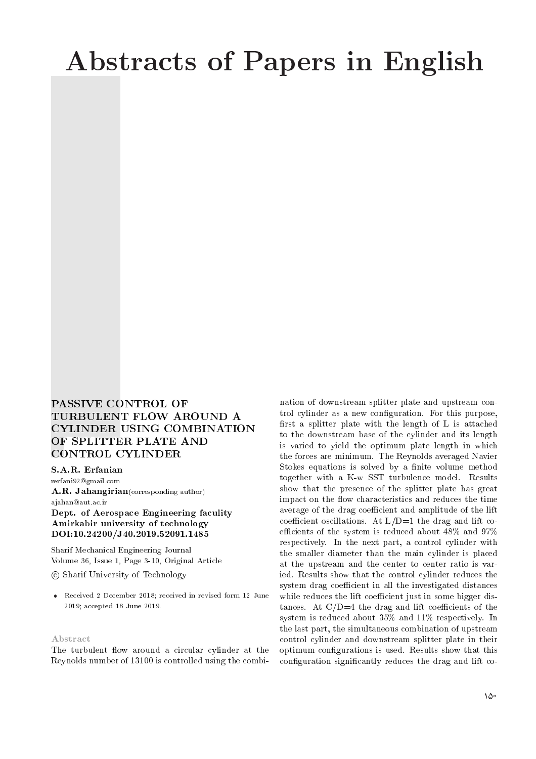# Abstracts of Papers in English

## PASSIVE CONTROL OF TURBULENT FLOW AROUND A CYLINDER USING COMBINATION OF SPLITTER PLATE AND CONTROL CYLINDER

**S.A.R. Erfanian**
rerfani92@gmail.com
**A.R. Jahangirian** (corresponding author)
ajahan@aut.ac.ir
**Dept. of Aerospace Engineering faculity**
**Amirkabir university of technology**
**DOI:10.24200/J40.2019.52091.1485**

Sharif Mechanical Engineering Journal
Volume 36, Issue 1, Page 3-10, Original Article
© Sharif University of Technology

- Received 2 December 2018; received in revised form 12 June 2019; accepted 18 June 2019.

### Abstract

The turbulent flow around a circular cylinder at the Reynolds number of 13100 is controlled using the combination of downstream splitter plate and upstream control cylinder as a new configuration. For this purpose, first a splitter plate with the length of L is attached to the downstream base of the cylinder and its length is varied to yield the optimum plate length in which the forces are minimum. The Reynolds averaged Navier Stokes equations is solved by a finite volume method together with a K-w SST turbulence model. Results show that the presence of the splitter plate has great impact on the flow characteristics and reduces the time average of the drag coefficient and amplitude of the lift coefficient oscillations. At L/D=1 the drag and lift coefficients of the system is reduced about 48% and 97% respectively. In the next part, a control cylinder with the smaller diameter than the main cylinder is placed at the upstream and the center to center ratio is varied. Results show that the control cylinder reduces the system drag coefficient in all the investigated distances while reduces the lift coefficient just in some bigger distances. At C/D=4 the drag and lift coefficients of the system is reduced about 35% and 11% respectively. In the last part, the simultaneous combination of upstream control cylinder and downstream splitter plate in their optimum configurations is used. Results show that this configuration significantly reduces the drag and lift co-